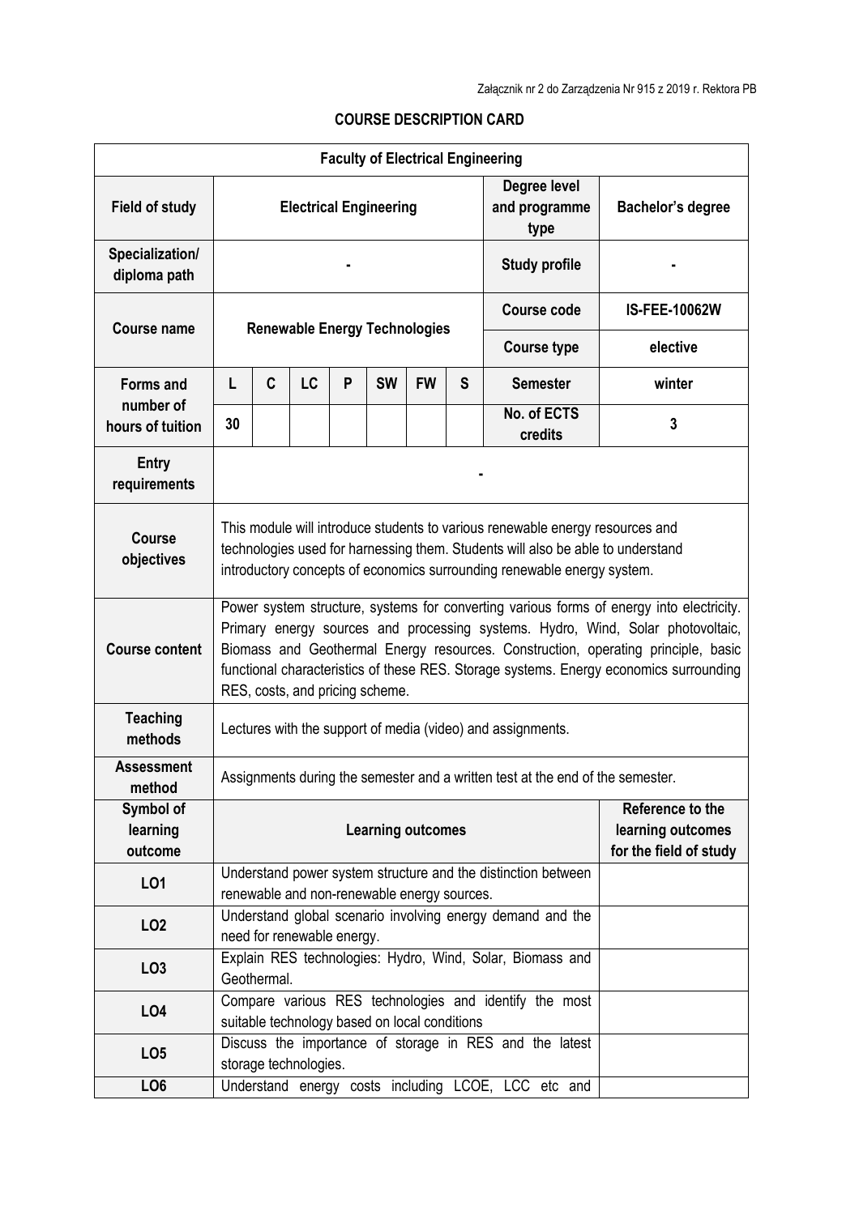Załącznik nr 2 do Zarządzenia Nr 915 z 2019 r. Rektora PB

# COURSE DESCRIPTION CARD

| Faculty of Electrical Engineering | | | | | | | | | |
|---|---|---|---|---|---|---|---|---|---|
| **Field of study** | **Electrical Engineering** | | | | | | | **Degree level and programme type** | **Bachelor's degree** |
| **Specialization/ diploma path** | - | | | | | | | **Study profile** | - |
| **Course name** | **Renewable Energy Technologies** | | | | | | | **Course code** | **IS-FEE-10062W** |
| | | | | | | | | **Course type** | elective |
| **Forms and number of hours of tuition** | **L** | **C** | **LC** | **P** | **SW** | **FW** | **S** | **Semester** | winter |
| | 30 | | | | | | | **No. of ECTS credits** | 3 |
| **Entry requirements** | - | | | | | | | | |
| **Course objectives** | This module will introduce students to various renewable energy resources and technologies used for harnessing them. Students will also be able to understand introductory concepts of economics surrounding renewable energy system. | | | | | | | | |
| **Course content** | Power system structure, systems for converting various forms of energy into electricity. Primary energy sources and processing systems. Hydro, Wind, Solar photovoltaic, Biomass and Geothermal Energy resources. Construction, operating principle, basic functional characteristics of these RES. Storage systems. Energy economics surrounding RES, costs, and pricing scheme. | | | | | | | | |
| **Teaching methods** | Lectures with the support of media (video) and assignments. | | | | | | | | |
| **Assessment method** | Assignments during the semester and a written test at the end of the semester. | | | | | | | | |
| **Symbol of learning outcome** | **Learning outcomes** | | | | | | | | **Reference to the learning outcomes for the field of study** |
| **LO1** | Understand power system structure and the distinction between renewable and non-renewable energy sources. | | | | | | | | |
| **LO2** | Understand global scenario involving energy demand and the need for renewable energy. | | | | | | | | |
| **LO3** | Explain RES technologies: Hydro, Wind, Solar, Biomass and Geothermal. | | | | | | | | |
| **LO4** | Compare various RES technologies and identify the most suitable technology based on local conditions | | | | | | | | |
| **LO5** | Discuss the importance of storage in RES and the latest storage technologies. | | | | | | | | |
| **LO6** | Understand energy costs including LCOE, LCC etc and | | | | | | | | |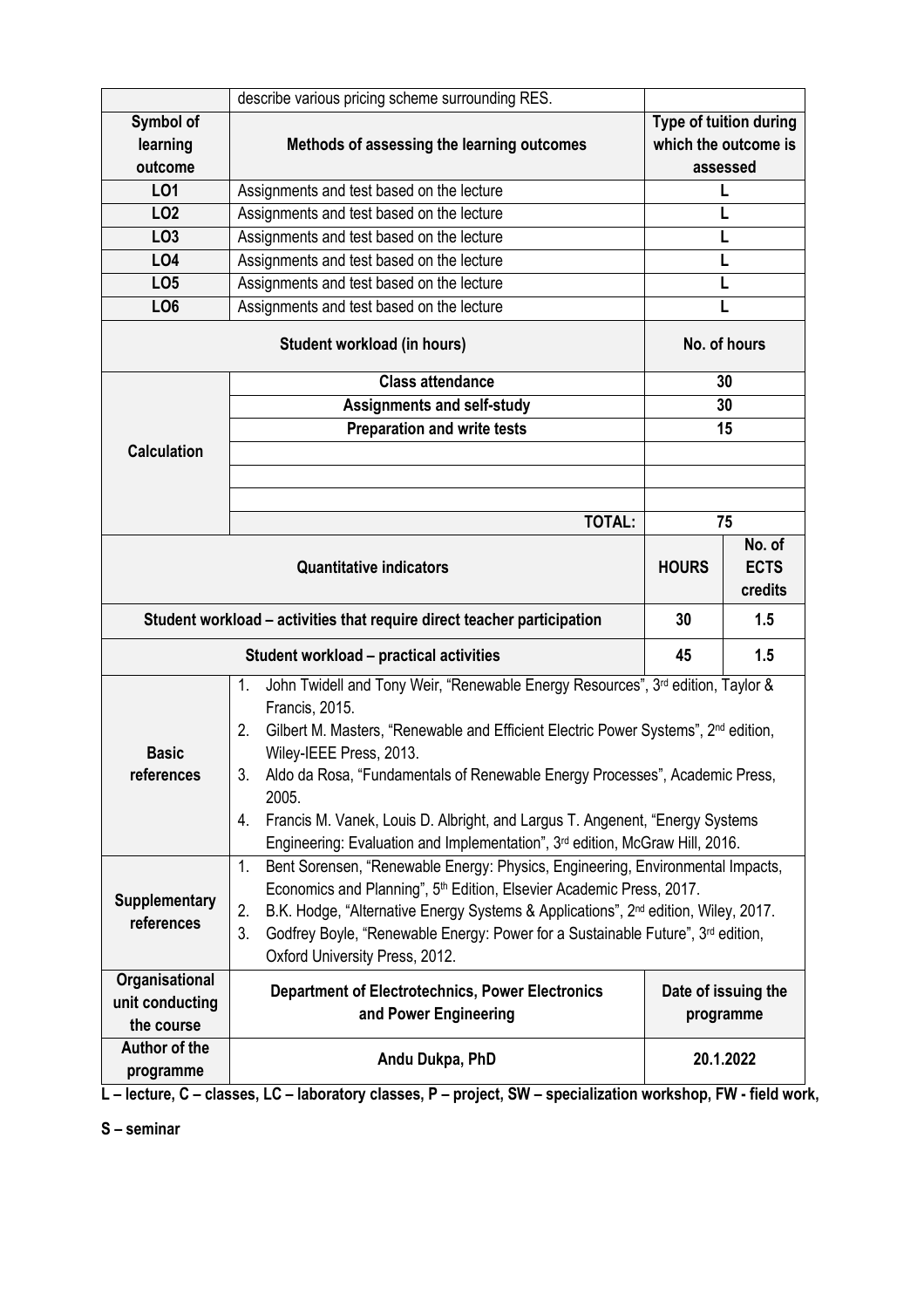| | | |
|---|---|---|
| | describe various pricing scheme surrounding RES. | |
| **Symbol of learning outcome** | **Methods of assessing the learning outcomes** | **Type of tuition during which the outcome is assessed** |
| **LO1** | Assignments and test based on the lecture | L |
| **LO2** | Assignments and test based on the lecture | L |
| **LO3** | Assignments and test based on the lecture | L |
| **LO4** | Assignments and test based on the lecture | L |
| **LO5** | Assignments and test based on the lecture | L |
| **LO6** | Assignments and test based on the lecture | L |

| | | | |
|---|---|---|---|
| **Student workload (in hours)** | | **No. of hours** | |
| **Calculation** | **Class attendance** | 30 | |
| | **Assignments and self-study** | 30 | |
| | **Preparation and write tests** | 15 | |
| | | | |
| | | | |
| | | | |
| | **TOTAL:** | 75 | |
| **Quantitative indicators** | | **HOURS** | **No. of ECTS credits** |
| **Student workload – activities that require direct teacher participation** | | 30 | 1.5 |
| **Student workload – practical activities** | | 45 | 1.5 |

| | |
|---|---|
| **Basic references** | 1. John Twidell and Tony Weir, "Renewable Energy Resources", 3rd edition, Taylor & Francis, 2015.<br>2. Gilbert M. Masters, "Renewable and Efficient Electric Power Systems", 2nd edition, Wiley-IEEE Press, 2013.<br>3. Aldo da Rosa, "Fundamentals of Renewable Energy Processes", Academic Press, 2005.<br>4. Francis M. Vanek, Louis D. Albright, and Largus T. Angenent, "Energy Systems Engineering: Evaluation and Implementation", 3rd edition, McGraw Hill, 2016. |
| **Supplementary references** | 1. Bent Sorensen, "Renewable Energy: Physics, Engineering, Environmental Impacts, Economics and Planning", 5th Edition, Elsevier Academic Press, 2017.<br>2. B.K. Hodge, "Alternative Energy Systems & Applications", 2nd edition, Wiley, 2017.<br>3. Godfrey Boyle, "Renewable Energy: Power for a Sustainable Future", 3rd edition, Oxford University Press, 2012. |

| | | |
|---|---|---|
| **Organisational unit conducting the course** | **Department of Electrotechnics, Power Electronics and Power Engineering** | **Date of issuing the programme** |
| **Author of the programme** | **Andu Dukpa, PhD** | **20.1.2022** |

**L – lecture, C – classes, LC – laboratory classes, P – project, SW – specialization workshop, FW - field work, S – seminar**